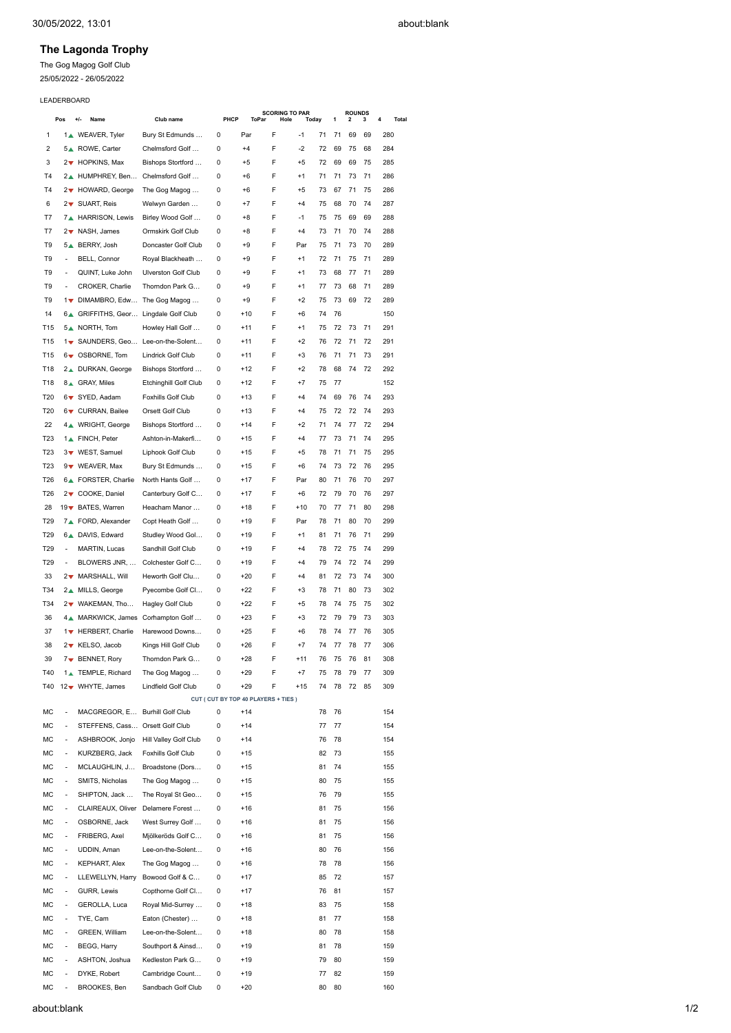## The Lagonda Trophy

The Gog Magog Golf Club

25/05/2022 - 26/05/2022

LEADERBOARD

| Pos | +/- | Name | Club name | PHCP | SCORING TO PAR ToPar | Hole | Today | ROUNDS 1 | 2 | 3 | 4 | Total |
|---|---|---|---|---|---|---|---|---|---|---|---|---|
| 1 | 1▲ | WEAVER, Tyler | Bury St Edmunds ... | 0 | Par | F | -1 | 71 | 71 | 69 | 69 | 280 |
| 2 | 5▲ | ROWE, Carter | Chelmsford Golf ... | 0 | +4 | F | -2 | 72 | 69 | 75 | 68 | 284 |
| 3 | 2▼ | HOPKINS, Max | Bishops Stortford ... | 0 | +5 | F | +5 | 72 | 69 | 69 | 75 | 285 |
| T4 | 2▲ | HUMPHREY, Ben... | Chelmsford Golf ... | 0 | +6 | F | +1 | 71 | 71 | 73 | 71 | 286 |
| T4 | 2▼ | HOWARD, George | The Gog Magog ... | 0 | +6 | F | +5 | 73 | 67 | 71 | 75 | 286 |
| 6 | 2▼ | SUART, Reis | Welwyn Garden ... | 0 | +7 | F | +4 | 75 | 68 | 70 | 74 | 287 |
| T7 | 7▲ | HARRISON, Lewis | Birley Wood Golf ... | 0 | +8 | F | -1 | 75 | 75 | 69 | 69 | 288 |
| T7 | 2▼ | NASH, James | Ormskirk Golf Club | 0 | +8 | F | +4 | 73 | 71 | 70 | 74 | 288 |
| T9 | 5▲ | BERRY, Josh | Doncaster Golf Club | 0 | +9 | F | Par | 75 | 71 | 73 | 70 | 289 |
| T9 | - | BELL, Connor | Royal Blackheath ... | 0 | +9 | F | +1 | 72 | 71 | 75 | 71 | 289 |
| T9 | - | QUINT, Luke John | Ulverston Golf Club | 0 | +9 | F | +1 | 73 | 68 | 77 | 71 | 289 |
| T9 | - | CROKER, Charlie | Thorndon Park G... | 0 | +9 | F | +1 | 77 | 73 | 68 | 71 | 289 |
| T9 | 1▼ | DIMAMBRO, Edw... | The Gog Magog ... | 0 | +9 | F | +2 | 75 | 73 | 69 | 72 | 289 |
| 14 | 6▲ | GRIFFITHS, Geor... | Lingdale Golf Club | 0 | +10 | F | +6 | 74 | 76 | | | 150 |
| T15 | 5▲ | NORTH, Tom | Howley Hall Golf ... | 0 | +11 | F | +1 | 75 | 72 | 73 | 71 | 291 |
| T15 | 1▼ | SAUNDERS, Geo... | Lee-on-the-Solent... | 0 | +11 | F | +2 | 76 | 72 | 71 | 72 | 291 |
| T15 | 6▼ | OSBORNE, Tom | Lindrick Golf Club | 0 | +11 | F | +3 | 76 | 71 | 71 | 73 | 291 |
| T18 | 2▲ | DURKAN, George | Bishops Stortford ... | 0 | +12 | F | +2 | 78 | 68 | 74 | 72 | 292 |
| T18 | 8▲ | GRAY, Miles | Etchinghill Golf Club | 0 | +12 | F | +7 | 75 | 77 | | | 152 |
| T20 | 6▼ | SYED, Aadam | Foxhills Golf Club | 0 | +13 | F | +4 | 74 | 69 | 76 | 74 | 293 |
| T20 | 6▼ | CURRAN, Bailee | Orsett Golf Club | 0 | +13 | F | +4 | 75 | 72 | 72 | 74 | 293 |
| 22 | 4▲ | WRIGHT, George | Bishops Stortford ... | 0 | +14 | F | +2 | 71 | 74 | 77 | 72 | 294 |
| T23 | 1▲ | FINCH, Peter | Ashton-in-Makerfi... | 0 | +15 | F | +4 | 77 | 73 | 71 | 74 | 295 |
| T23 | 3▼ | WEST, Samuel | Liphook Golf Club | 0 | +15 | F | +5 | 78 | 71 | 71 | 75 | 295 |
| T23 | 9▼ | WEAVER, Max | Bury St Edmunds ... | 0 | +15 | F | +6 | 74 | 73 | 72 | 76 | 295 |
| T26 | 6▲ | FORSTER, Charlie | North Hants Golf ... | 0 | +17 | F | Par | 80 | 71 | 76 | 70 | 297 |
| T26 | 2▼ | COOKE, Daniel | Canterbury Golf C... | 0 | +17 | F | +6 | 72 | 79 | 70 | 76 | 297 |
| 28 | 19▼ | BATES, Warren | Heacham Manor ... | 0 | +18 | F | +10 | 70 | 77 | 71 | 80 | 298 |
| T29 | 7▲ | FORD, Alexander | Copt Heath Golf ... | 0 | +19 | F | Par | 78 | 71 | 80 | 70 | 299 |
| T29 | 6▲ | DAVIS, Edward | Studley Wood Gol... | 0 | +19 | F | +1 | 81 | 71 | 76 | 71 | 299 |
| T29 | - | MARTIN, Lucas | Sandhill Golf Club | 0 | +19 | F | +4 | 78 | 72 | 75 | 74 | 299 |
| T29 | - | BLOWERS JNR, ... | Colchester Golf C... | 0 | +19 | F | +4 | 79 | 74 | 72 | 74 | 299 |
| 33 | 2▼ | MARSHALL, Will | Heworth Golf Clu... | 0 | +20 | F | +4 | 81 | 72 | 73 | 74 | 300 |
| T34 | 2▲ | MILLS, George | Pyecombe Golf Cl... | 0 | +22 | F | +3 | 78 | 71 | 80 | 73 | 302 |
| T34 | 2▼ | WAKEMAN, Tho... | Hagley Golf Club | 0 | +22 | F | +5 | 78 | 74 | 75 | 75 | 302 |
| 36 | 4▲ | MARKWICK, James | Corhampton Golf ... | 0 | +23 | F | +3 | 72 | 79 | 79 | 73 | 303 |
| 37 | 1▼ | HERBERT, Charlie | Harewood Downs... | 0 | +25 | F | +6 | 78 | 74 | 77 | 76 | 305 |
| 38 | 2▼ | KELSO, Jacob | Kings Hill Golf Club | 0 | +26 | F | +7 | 74 | 77 | 78 | 77 | 306 |
| 39 | 7▼ | BENNET, Rory | Thorndon Park G... | 0 | +28 | F | +11 | 76 | 75 | 76 | 81 | 308 |
| T40 | 1▲ | TEMPLE, Richard | The Gog Magog ... | 0 | +29 | F | +7 | 75 | 78 | 79 | 77 | 309 |
| T40 | 12▼ | WHYTE, James | Lindfield Golf Club | 0 | +29 | F | +15 | 74 | 78 | 72 | 85 | 309 |
| | | CUT ( CUT BY TOP 40 PLAYERS + TIES ) | | | | | | | | | | |
| MC | - | MACGREGOR, E... | Burhill Golf Club | 0 | +14 | | | 78 | 76 | | | 154 |
| MC | - | STEFFENS, Cass... | Orsett Golf Club | 0 | +14 | | | 77 | 77 | | | 154 |
| MC | - | ASHBROOK, Jonjo | Hill Valley Golf Club | 0 | +14 | | | 76 | 78 | | | 154 |
| MC | - | KURZBERG, Jack | Foxhills Golf Club | 0 | +15 | | | 82 | 73 | | | 155 |
| MC | - | MCLAUGHLIN, J... | Broadstone (Dors... | 0 | +15 | | | 81 | 74 | | | 155 |
| MC | - | SMITS, Nicholas | The Gog Magog ... | 0 | +15 | | | 80 | 75 | | | 155 |
| MC | - | SHIPTON, Jack ... | The Royal St Geo... | 0 | +15 | | | 76 | 79 | | | 155 |
| MC | - | CLAIREAUX, Oliver | Delamere Forest ... | 0 | +16 | | | 81 | 75 | | | 156 |
| MC | - | OSBORNE, Jack | West Surrey Golf ... | 0 | +16 | | | 81 | 75 | | | 156 |
| MC | - | FRIBERG, Axel | Mjölkeröds Golf C... | 0 | +16 | | | 81 | 75 | | | 156 |
| MC | - | UDDIN, Aman | Lee-on-the-Solent... | 0 | +16 | | | 80 | 76 | | | 156 |
| MC | - | KEPHART, Alex | The Gog Magog ... | 0 | +16 | | | 78 | 78 | | | 156 |
| MC | - | LLEWELLYN, Harry | Bowood Golf & C... | 0 | +17 | | | 85 | 72 | | | 157 |
| MC | - | GURR, Lewis | Copthorne Golf Cl... | 0 | +17 | | | 76 | 81 | | | 157 |
| MC | - | GEROLLA, Luca | Royal Mid-Surrey ... | 0 | +18 | | | 83 | 75 | | | 158 |
| MC | - | TYE, Cam | Eaton (Chester) ... | 0 | +18 | | | 81 | 77 | | | 158 |
| MC | - | GREEN, William | Lee-on-the-Solent... | 0 | +18 | | | 80 | 78 | | | 158 |
| MC | - | BEGG, Harry | Southport & Ainsd... | 0 | +19 | | | 81 | 78 | | | 159 |
| MC | - | ASHTON, Joshua | Kedleston Park G... | 0 | +19 | | | 79 | 80 | | | 159 |
| MC | - | DYKE, Robert | Cambridge Count... | 0 | +19 | | | 77 | 82 | | | 159 |
| MC | - | BROOKES, Ben | Sandbach Golf Club | 0 | +20 | | | 80 | 80 | | | 160 |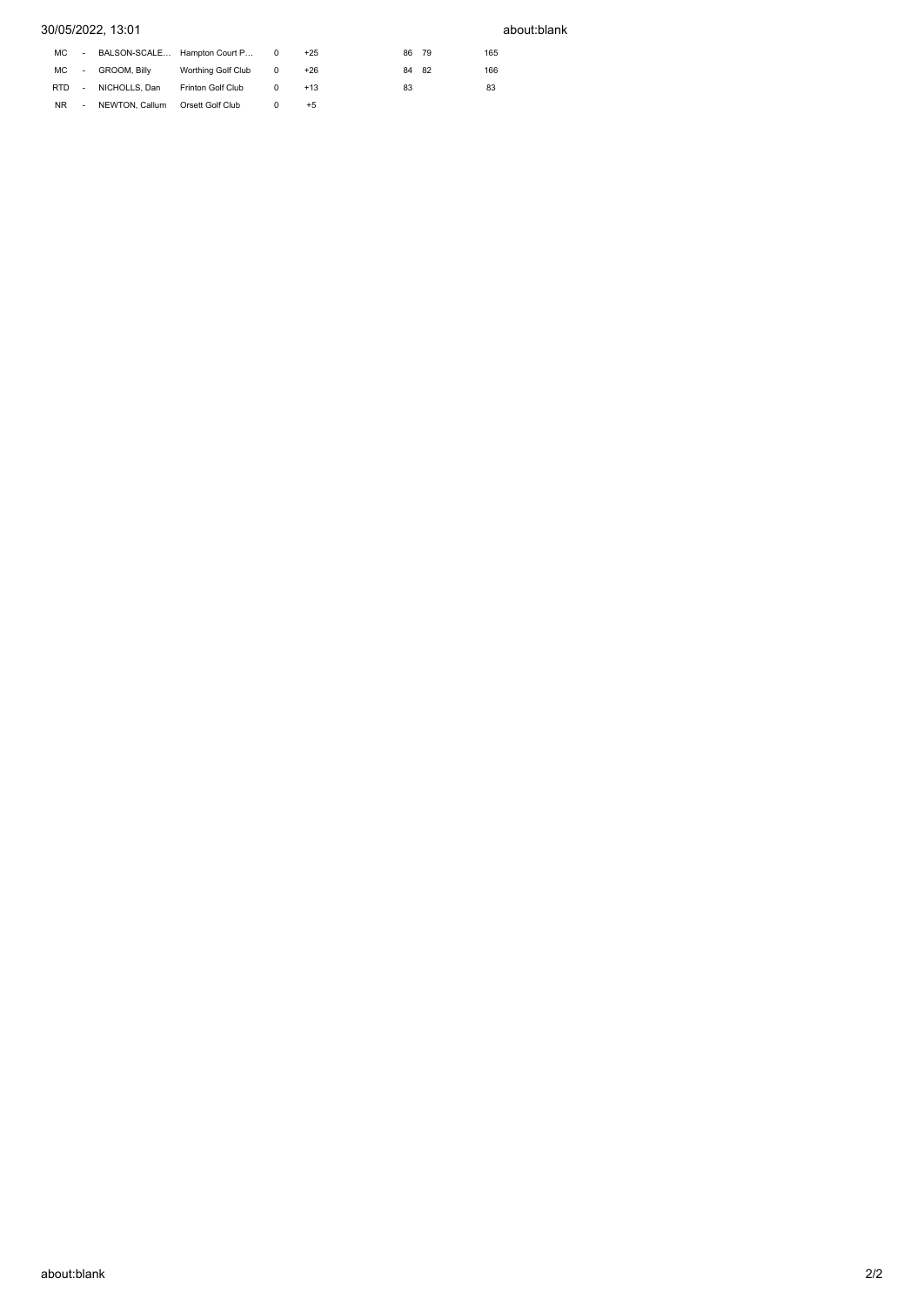| | | | | | | | | | |
|---|---|---|---|---|---|---|---|---|---|
| MC | - | BALSON-SCALE… | Hampton Court P… | 0 | +25 | 86 | 79 | | 165 |
| MC | - | GROOM, Billy | Worthing Golf Club | 0 | +26 | 84 | 82 | | 166 |
| RTD | - | NICHOLLS, Dan | Frinton Golf Club | 0 | +13 | 83 | | | 83 |
| NR | - | NEWTON, Callum | Orsett Golf Club | 0 | +5 | | | | |